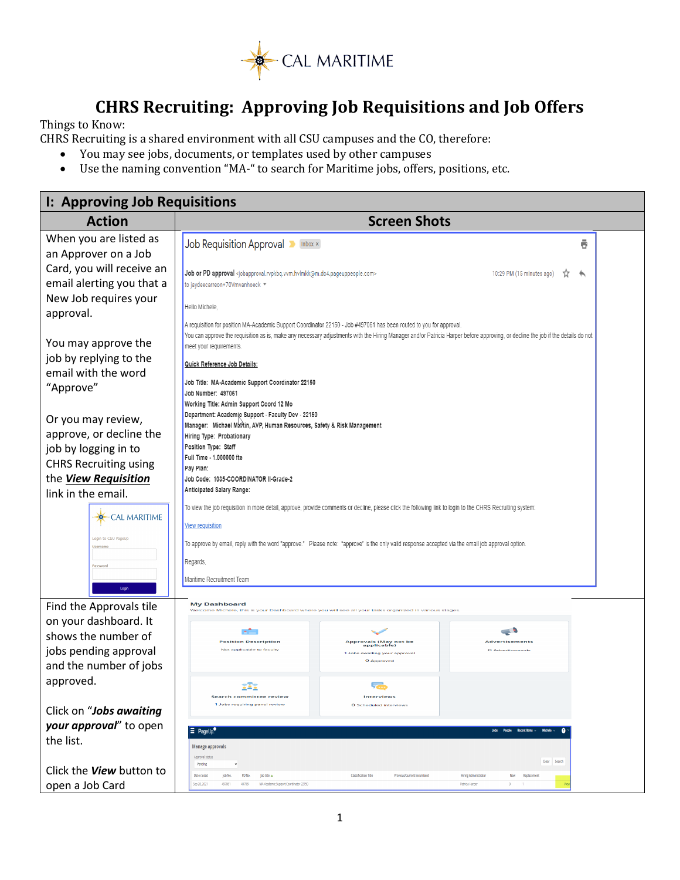CAL MARITIME

# CHRS Recruiting: Approving Job Requisitions and Job Offers

Things to Know:

CHRS Recruiting is a shared environment with all CSU campuses and the CO, therefore:

- You may see jobs, documents, or templates used by other campuses
- Use the naming convention "MA-" to search for Maritime jobs, offers, positions, etc.

## I: Approving Job Requisitions

| Action | Screen Shots |
|---|---|
| When you are listed as an Approver on a Job Card, you will receive an email alerting you that a New Job requires your approval.<br><br>You may approve the job by replying to the email with the word "Approve"<br><br>Or you may review, approve, or decline the job by logging in to CHRS Recruiting using the ***View Requisition*** link in the email. | Job Requisition Approval<br><br>Job or PD approval <jobapproval.rvpkbq.vvm.hvlmkk@m.dc4.pageuppeople.com> 10:29 PM (15 minutes ago)<br>to jaydeecarreon+70Vmvanhoeck<br><br>Hello Michele,<br><br>A requisition for position MA-Academic Support Coordinator 22150 - Job #497061 has been routed to you for approval.<br>You can approve the requisition as is, make any necessary adjustments with the Hiring Manager and/or Patricia Harper before approving, or decline the job if the details do not meet your requirements.<br><br>Quick Reference Job Details:<br><br>Job Title: MA-Academic Support Coordinator 22150<br>Job Number: 497061<br>Working Title: Admin Support Coord 12 Mo<br>Department: Academic Support - Faculty Dev - 22150<br>Manager: Michael Martin, AVP, Human Resources, Safety & Risk Management<br>Hiring Type: Probationary<br>Position Type: Staff<br>Full Time - 1.000000 fte<br>Pay Plan:<br>Job Code: 1035-COORDINATOR II-Grade-2<br>Anticipated Salary Range:<br><br>To view the job requisition in more detail, approve, provide comments or decline, please click the following link to login to the CHRS Recruiting system:<br><br>View requisition<br><br>To approve by email, reply with the word "approve." Please note: "approve" is the only valid response accepted via the email job approval option.<br><br>Regards,<br><br>Maritime Recruitment Team |
| Find the Approvals tile on your dashboard. It shows the number of jobs pending approval and the number of jobs approved.<br><br>Click on "***Jobs awaiting your approval***" to open the list.<br><br>Click the ***View*** button to open a Job Card | My Dashboard<br>Welcome Michele, this is your Dashboard where you will see all your tasks organized in various stages.<br><br>Position Description – Not applicable to faculty<br>Approvals (May not be applicable) – 1 Jobs awaiting your approval, 0 Approved<br>Advertisements – 0 Advertisements<br>Search committee review – 1 Jobs requiring panel review<br>Interviews – 0 Scheduled interviews<br><br>Manage approvals<br>Approval status: Pending<br>Date raised: Sep 28, 2021 \| Job No.: 497061 \| PD No.: 497061 \| Job title: MA-Academic Support Coordinator 22150 \| Hiring Administrator: Patricia Harper \| New: 0 \| Replacement: 1 \| View |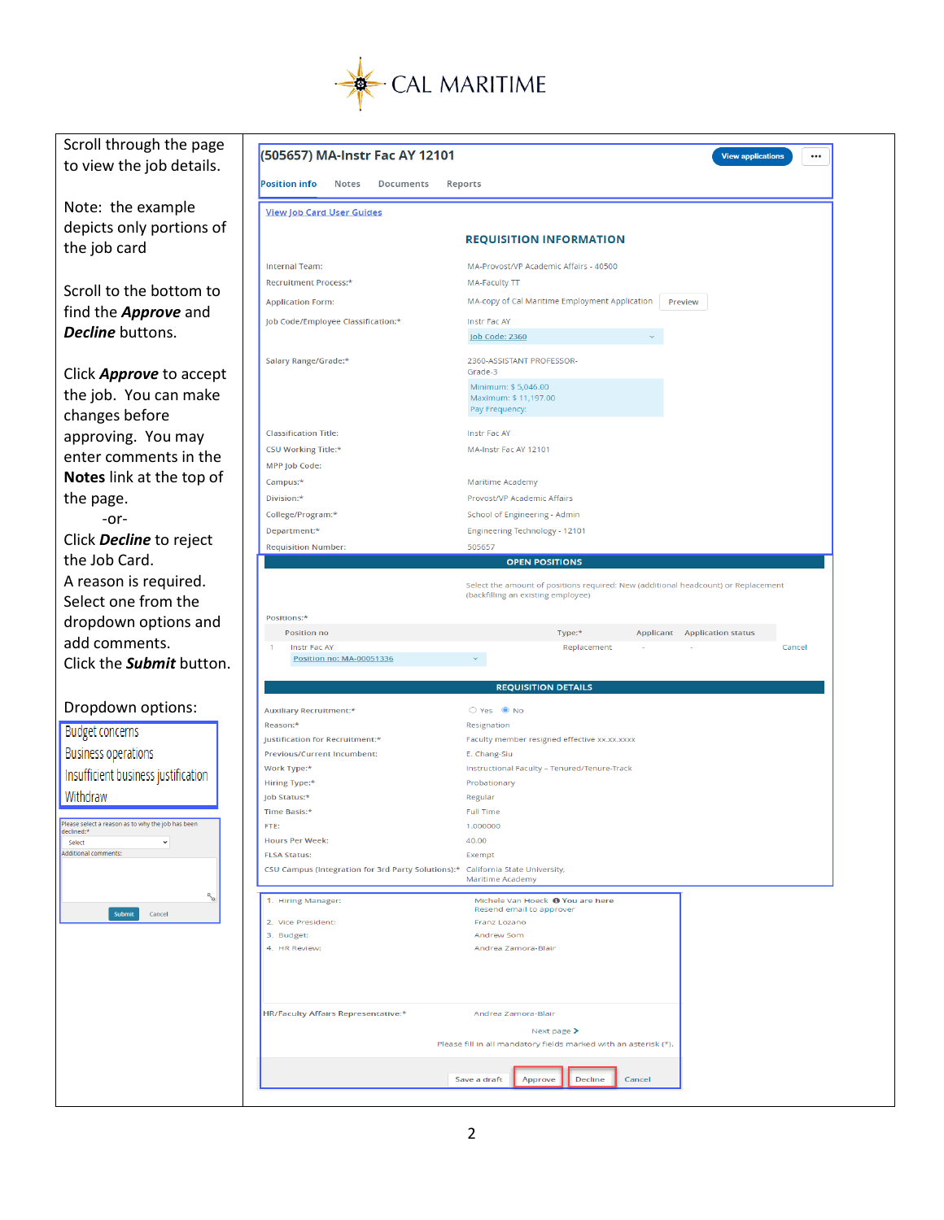Scroll through the page to view the job details.

Note: the example depicts only portions of the job card

Scroll to the bottom to find the ***Approve*** and ***Decline*** buttons.

Click ***Approve*** to accept the job. You can make changes before approving. You may enter comments in the **Notes** link at the top of the page.

-or-

Click ***Decline*** to reject the Job Card.

A reason is required. Select one from the dropdown options and add comments.

Click the ***Submit*** button.

Dropdown options:

- Budget concerns
- Business operations
- Insufficient business justification
- Withdraw

Please select a reason as to why the job has been declined:*

Select

Additional comments:

Submit Cancel

---

**(505657) MA-Instr Fac AY 12101**

View applications ...

Position info | Notes | Documents | Reports

View Job Card User Guides

### REQUISITION INFORMATION

| | |
|---|---|
| Internal Team: | MA-Provost/VP Academic Affairs - 40500 |
| Recruitment Process:* | MA-Faculty TT |
| Application Form: | MA-copy of Cal Maritime Employment Application (Preview) |
| Job Code/Employee Classification:* | Instr Fac AY<br>Job Code: 2360 |
| Salary Range/Grade:* | 2360-ASSISTANT PROFESSOR-Grade-3<br>Minimum: $ 5,046.00<br>Maximum: $ 11,197.00<br>Pay Frequency: |
| Classification Title: | Instr Fac AY |
| CSU Working Title:* | MA-Instr Fac AY 12101 |
| MPP Job Code: | |
| Campus:* | Maritime Academy |
| Division:* | Provost/VP Academic Affairs |
| College/Program:* | School of Engineering - Admin |
| Department:* | Engineering Technology - 12101 |
| Requisition Number: | 505657 |

### OPEN POSITIONS

Select the amount of positions required: New (additional headcount) or Replacement (backfilling an existing employee)

Positions:*

| | Position no | Type:* | Applicant | Application status | |
|---|---|---|---|---|---|
| 1 | Instr Fac AY<br>Position no: MA-00051336 | Replacement | - | - | Cancel |

### REQUISITION DETAILS

| | |
|---|---|
| Auxiliary Recruitment:* | ○ Yes ◉ No |
| Reason:* | Resignation |
| Justification for Recruitment:* | Faculty member resigned effective xx.xx.xxxx |
| Previous/Current Incumbent: | E. Chang-Siu |
| Work Type:* | Instructional Faculty – Tenured/Tenure-Track |
| Hiring Type:* | Probationary |
| Job Status:* | Regular |
| Time Basis:* | Full Time |
| FTE: | 1.000000 |
| Hours Per Week: | 40.00 |
| FLSA Status: | Exempt |
| CSU Campus (Integration for 3rd Party Solutions):* | California State University, Maritime Academy |

| | |
|---|---|
| 1. Hiring Manager: | Michele Van Hoeck (You are here)<br>Resend email to approver |
| 2. Vice President: | Franz Lozano |
| 3. Budget: | Andrew Som |
| 4. HR Review: | Andrea Zamora-Blair |
| HR/Faculty Affairs Representative:* | Andrea Zamora-Blair |

Next page >

Please fill in all mandatory fields marked with an asterisk (*).

Save a draft | Approve | Decline | Cancel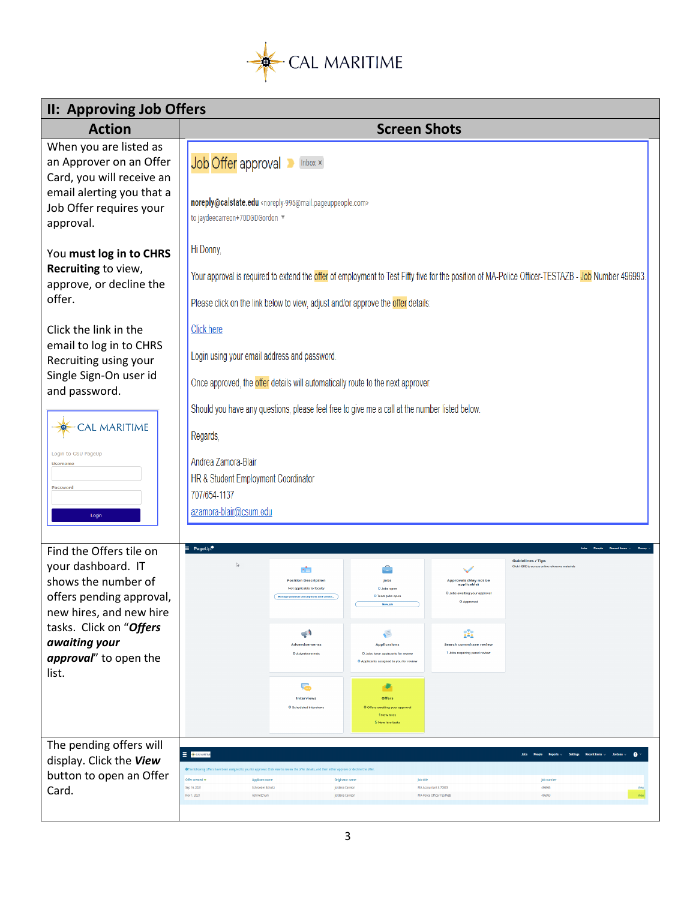CAL MARITIME

| II: Approving Job Offers | |
|---|---|
| **Action** | **Screen Shots** |
| When you are listed as an Approver on an Offer Card, you will receive an email alerting you that a Job Offer requires your approval.<br><br>You **must log in to CHRS Recruiting** to view, approve, or decline the offer.<br><br>Click the link in the email to log in to CHRS Recruiting using your Single Sign-On user id and password.<br><br>CAL MARITIME<br>Login to CSU PageUp<br>Username<br>Password<br>Login | Job Offer approval Inbox x<br><br>noreply@calstate.edu <noreply-995@mail.pageuppeople.com><br>to jaydeecarreon+70DGDGordon<br><br>Hi Donny,<br><br>Your approval is required to extend the offer of employment to Test Fifty five for the position of MA-Police Officer-TESTAZB - Job Number 496993.<br><br>Please click on the link below to view, adjust and/or approve the offer details:<br><br>Click here<br><br>Login using your email address and password.<br><br>Once approved, the offer details will automatically route to the next approver.<br><br>Should you have any questions, please feel free to give me a call at the number listed below.<br><br>Regards,<br><br>Andrea Zamora-Blair<br>HR & Student Employment Coordinator<br>707/654-1137<br>azamora-blair@csum.edu |
| Find the Offers tile on your dashboard. IT shows the number of offers pending approval, new hires, and new hire tasks. Click on "***Offers awaiting your approval***" to open the list. | |
| The pending offers will display. Click the ***View*** button to open an Offer Card. | |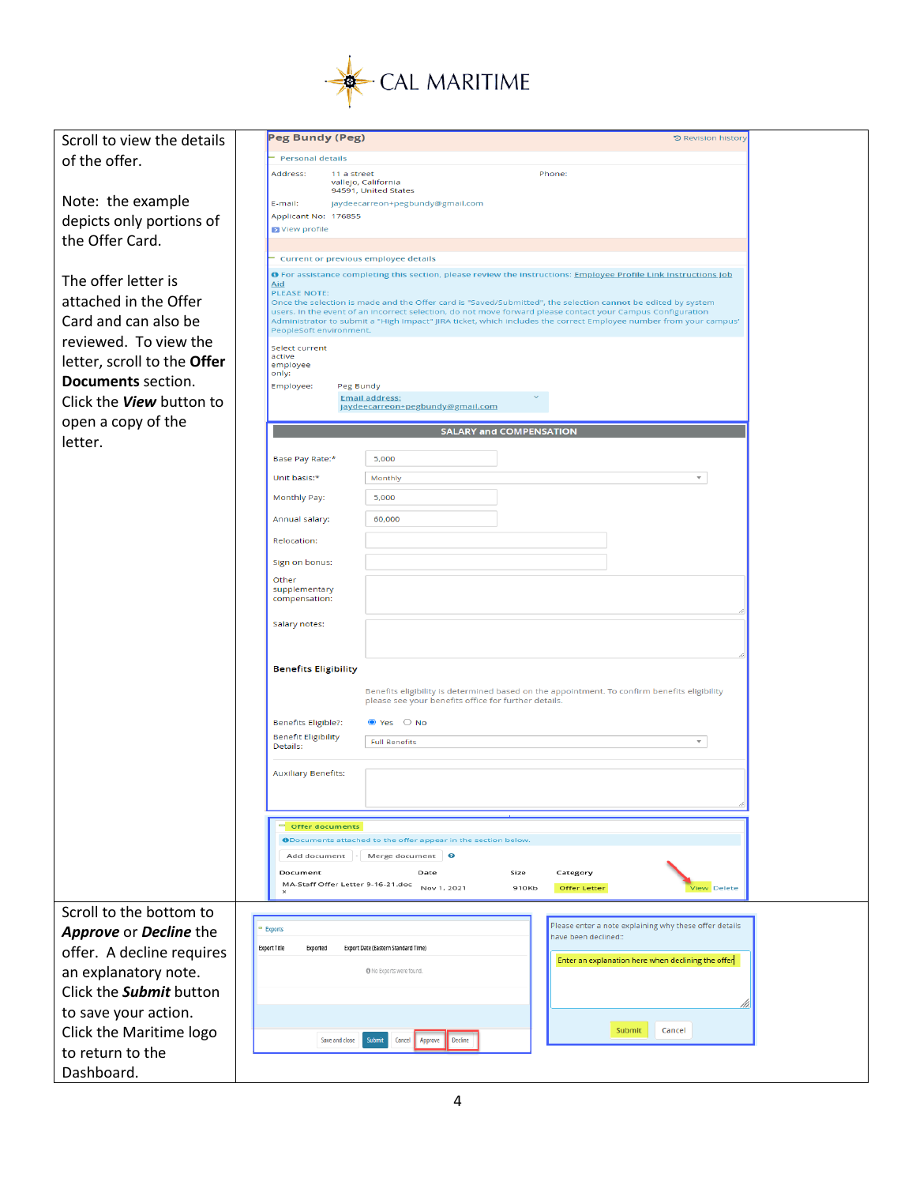| | |
|---|---|
| Scroll to view the details of the offer.<br><br>Note: the example depicts only portions of the Offer Card.<br><br>The offer letter is attached in the Offer Card and can also be reviewed. To view the letter, scroll to the **Offer Documents** section. Click the ***View*** button to open a copy of the letter. | Peg Bundy (Peg) — Revision history<br>Personal details<br>Address: 11 a street, vallejo, California 94591, United States — Phone:<br>E-mail: jaydeecarreon+pegbundy@gmail.com<br>Applicant No: 176855<br>View profile<br>Current or previous employee details<br>For assistance completing this section, please review the instructions: Employee Profile Link Instructions Job Aid<br>PLEASE NOTE:<br>Once the selection is made and the Offer card is "Saved/Submitted", the selection cannot be edited by system users. In the event of an incorrect selection, do not move forward please contact your Campus Configuration Administrator to submit a "High Impact" JIRA ticket, which includes the correct Employee number from your campus' PeopleSoft environment.<br>Select current active employee only:<br>Employee: Peg Bundy — Email address: jaydeecarreon+pegbundy@gmail.com<br>SALARY and COMPENSATION<br>Base Pay Rate:* 5,000<br>Unit basis:* Monthly<br>Monthly Pay: 5,000<br>Annual salary: 60,000<br>Relocation:<br>Sign on bonus:<br>Other supplementary compensation:<br>Salary notes:<br>Benefits Eligibility<br>Benefits eligibility is determined based on the appointment. To confirm benefits eligibility please see your benefits office for further details.<br>Benefits Eligible?: Yes / No<br>Benefit Eligibility Details: Full Benefits<br>Auxiliary Benefits:<br>Offer documents<br>Documents attached to the offer appear in the section below.<br>Add document — Merge document<br>Document: MA Staff Offer Letter 9-16-21.docx — Date: Nov 1, 2021 — Size: 910Kb — Category: Offer Letter — View Delete |
| Scroll to the bottom to ***Approve*** or ***Decline*** the offer. A decline requires an explanatory note. Click the ***Submit*** button to save your action. Click the Maritime logo to return to the Dashboard. | Exports<br>Export Title — Exported — Export Date (Eastern Standard Time)<br>No Exports were found.<br>Save and close — Submit — Cancel — Approve — Decline<br><br>Please enter a note explaining why these offer details have been declined::<br>Enter an explanation here when declining the offer<br>Submit — Cancel |